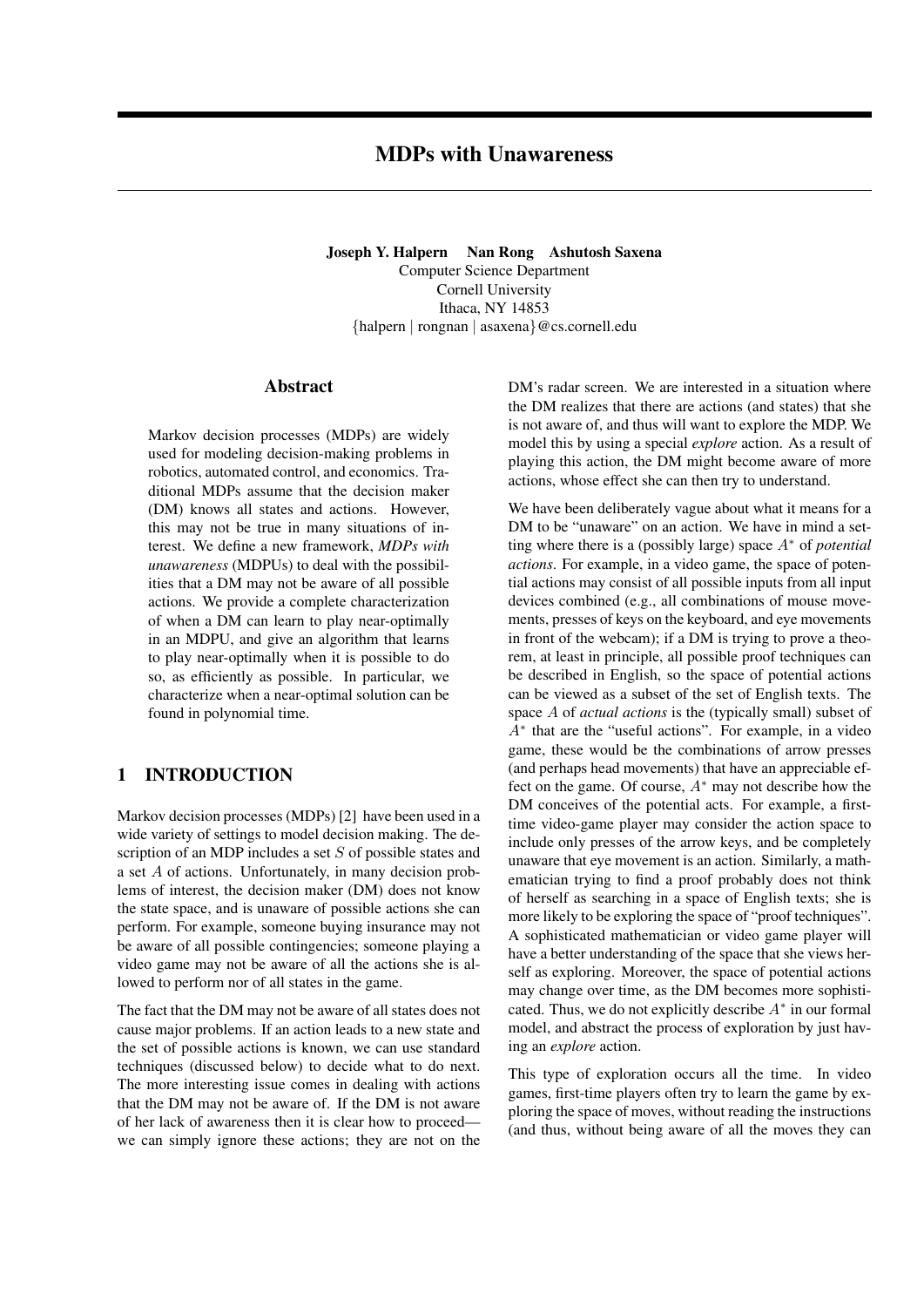# MDPs with Unawareness

**Joseph Y. Halpern Nan Rong Ashutosh Saxena**
Computer Science Department
Cornell University
Ithaca, NY 14853
{halpern | rongnan | asaxena}@cs.cornell.edu

## Abstract

Markov decision processes (MDPs) are widely used for modeling decision-making problems in robotics, automated control, and economics. Traditional MDPs assume that the decision maker (DM) knows all states and actions. However, this may not be true in many situations of interest. We define a new framework, *MDPs with unawareness* (MDPUs) to deal with the possibilities that a DM may not be aware of all possible actions. We provide a complete characterization of when a DM can learn to play near-optimally in an MDPU, and give an algorithm that learns to play near-optimally when it is possible to do so, as efficiently as possible. In particular, we characterize when a near-optimal solution can be found in polynomial time.

## 1 INTRODUCTION

Markov decision processes (MDPs) [2] have been used in a wide variety of settings to model decision making. The description of an MDP includes a set $S$ of possible states and a set $A$ of actions. Unfortunately, in many decision problems of interest, the decision maker (DM) does not know the state space, and is unaware of possible actions she can perform. For example, someone buying insurance may not be aware of all possible contingencies; someone playing a video game may not be aware of all the actions she is allowed to perform nor of all states in the game.

The fact that the DM may not be aware of all states does not cause major problems. If an action leads to a new state and the set of possible actions is known, we can use standard techniques (discussed below) to decide what to do next. The more interesting issue comes in dealing with actions that the DM may not be aware of. If the DM is not aware of her lack of awareness then it is clear how to proceed—we can simply ignore these actions; they are not on the DM's radar screen. We are interested in a situation where the DM realizes that there are actions (and states) that she is not aware of, and thus will want to explore the MDP. We model this by using a special *explore* action. As a result of playing this action, the DM might become aware of more actions, whose effect she can then try to understand.

We have been deliberately vague about what it means for a DM to be "unaware" on an action. We have in mind a setting where there is a (possibly large) space $A^*$ of *potential actions*. For example, in a video game, the space of potential actions may consist of all possible inputs from all input devices combined (e.g., all combinations of mouse movements, presses of keys on the keyboard, and eye movements in front of the webcam); if a DM is trying to prove a theorem, at least in principle, all possible proof techniques can be described in English, so the space of potential actions can be viewed as a subset of the set of English texts. The space $A$ of *actual actions* is the (typically small) subset of $A^*$ that are the "useful actions". For example, in a video game, these would be the combinations of arrow presses (and perhaps head movements) that have an appreciable effect on the game. Of course, $A^*$ may not describe how the DM conceives of the potential acts. For example, a first-time video-game player may consider the action space to include only presses of the arrow keys, and be completely unaware that eye movement is an action. Similarly, a mathematician trying to find a proof probably does not think of herself as searching in a space of English texts; she is more likely to be exploring the space of "proof techniques". A sophisticated mathematician or video game player will have a better understanding of the space that she views herself as exploring. Moreover, the space of potential actions may change over time, as the DM becomes more sophisticated. Thus, we do not explicitly describe $A^*$ in our formal model, and abstract the process of exploration by just having an *explore* action.

This type of exploration occurs all the time. In video games, first-time players often try to learn the game by exploring the space of moves, without reading the instructions (and thus, without being aware of all the moves they can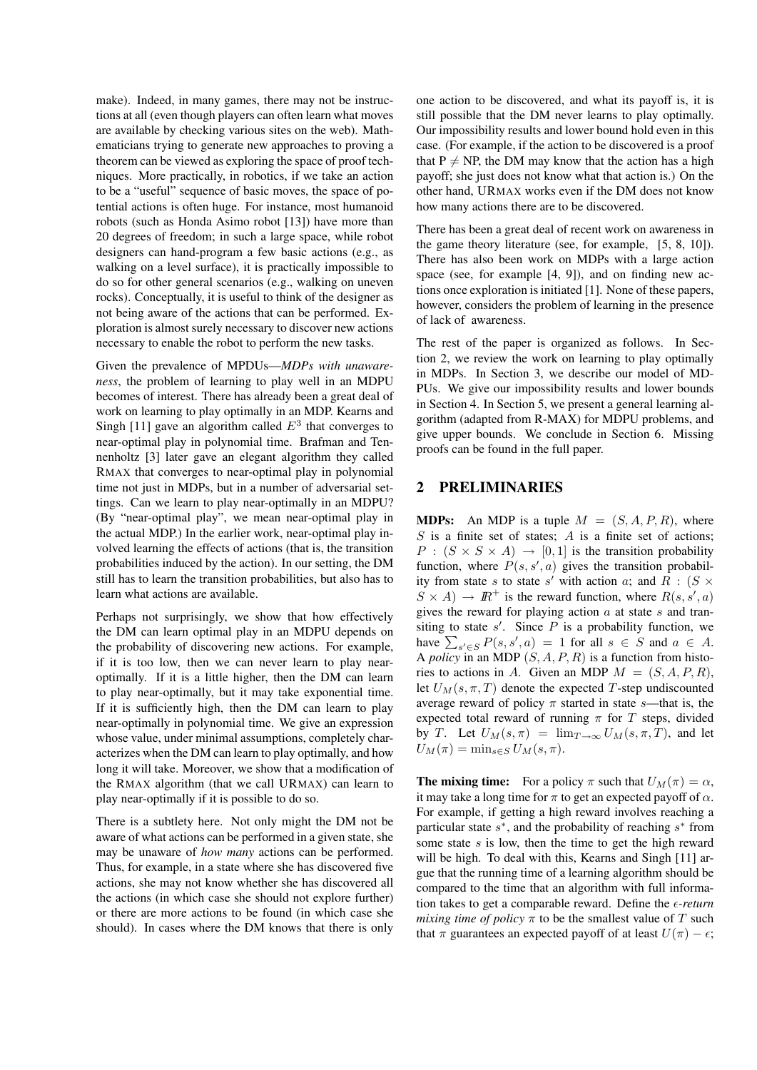make). Indeed, in many games, there may not be instructions at all (even though players can often learn what moves are available by checking various sites on the web). Mathematicians trying to generate new approaches to proving a theorem can be viewed as exploring the space of proof techniques. More practically, in robotics, if we take an action to be a "useful" sequence of basic moves, the space of potential actions is often huge. For instance, most humanoid robots (such as Honda Asimo robot [13]) have more than 20 degrees of freedom; in such a large space, while robot designers can hand-program a few basic actions (e.g., as walking on a level surface), it is practically impossible to do so for other general scenarios (e.g., walking on uneven rocks). Conceptually, it is useful to think of the designer as not being aware of the actions that can be performed. Exploration is almost surely necessary to discover new actions necessary to enable the robot to perform the new tasks.

Given the prevalence of MPDUs—*MDPs with unawareness*, the problem of learning to play well in an MDPU becomes of interest. There has already been a great deal of work on learning to play optimally in an MDP. Kearns and Singh [11] gave an algorithm called $E^3$ that converges to near-optimal play in polynomial time. Brafman and Tennenholtz [3] later gave an elegant algorithm they called RMAX that converges to near-optimal play in polynomial time not just in MDPs, but in a number of adversarial settings. Can we learn to play near-optimally in an MDPU? (By "near-optimal play", we mean near-optimal play in the actual MDP.) In the earlier work, near-optimal play involved learning the effects of actions (that is, the transition probabilities induced by the action). In our setting, the DM still has to learn the transition probabilities, but also has to learn what actions are available.

Perhaps not surprisingly, we show that how effectively the DM can learn optimal play in an MDPU depends on the probability of discovering new actions. For example, if it is too low, then we can never learn to play near-optimally. If it is a little higher, then the DM can learn to play near-optimally, but it may take exponential time. If it is sufficiently high, then the DM can learn to play near-optimally in polynomial time. We give an expression whose value, under minimal assumptions, completely characterizes when the DM can learn to play optimally, and how long it will take. Moreover, we show that a modification of the RMAX algorithm (that we call URMAX) can learn to play near-optimally if it is possible to do so.

There is a subtlety here. Not only might the DM not be aware of what actions can be performed in a given state, she may be unaware of *how many* actions can be performed. Thus, for example, in a state where she has discovered five actions, she may not know whether she has discovered all the actions (in which case she should not explore further) or there are more actions to be found (in which case she should). In cases where the DM knows that there is only one action to be discovered, and what its payoff is, it is still possible that the DM never learns to play optimally. Our impossibility results and lower bound hold even in this case. (For example, if the action to be discovered is a proof that P $\neq$ NP, the DM may know that the action has a high payoff; she just does not know what that action is.) On the other hand, URMAX works even if the DM does not know how many actions there are to be discovered.

There has been a great deal of recent work on awareness in the game theory literature (see, for example, [5, 8, 10]). There has also been work on MDPs with a large action space (see, for example [4, 9]), and on finding new actions once exploration is initiated [1]. None of these papers, however, considers the problem of learning in the presence of lack of awareness.

The rest of the paper is organized as follows. In Section 2, we review the work on learning to play optimally in MDPs. In Section 3, we describe our model of MDPUs. We give our impossibility results and lower bounds in Section 4. In Section 5, we present a general learning algorithm (adapted from R-MAX) for MDPU problems, and give upper bounds. We conclude in Section 6. Missing proofs can be found in the full paper.

## 2 PRELIMINARIES

**MDPs:** An MDP is a tuple $M = (S, A, P, R)$, where $S$ is a finite set of states; $A$ is a finite set of actions; $P : (S \times S \times A) \rightarrow [0, 1]$ is the transition probability function, where $P(s, s', a)$ gives the transition probability from state $s$ to state $s'$ with action $a$; and $R : (S \times S \times A) \rightarrow I\!R^+$ is the reward function, where $R(s, s', a)$ gives the reward for playing action $a$ at state $s$ and transiting to state $s'$. Since $P$ is a probability function, we have $\sum_{s' \in S} P(s, s', a) = 1$ for all $s \in S$ and $a \in A$. A *policy* in an MDP $(S, A, P, R)$ is a function from histories to actions in $A$. Given an MDP $M = (S, A, P, R)$, let $U_M(s, \pi, T)$ denote the expected $T$-step undiscounted average reward of policy $\pi$ started in state $s$—that is, the expected total reward of running $\pi$ for $T$ steps, divided by $T$. Let $U_M(s, \pi) = \lim_{T \rightarrow \infty} U_M(s, \pi, T)$, and let $U_M(\pi) = \min_{s \in S} U_M(s, \pi)$.

**The mixing time:** For a policy $\pi$ such that $U_M(\pi) = \alpha$, it may take a long time for $\pi$ to get an expected payoff of $\alpha$. For example, if getting a high reward involves reaching a particular state $s^*$, and the probability of reaching $s^*$ from some state $s$ is low, then the time to get the high reward will be high. To deal with this, Kearns and Singh [11] argue that the running time of a learning algorithm should be compared to the time that an algorithm with full information takes to get a comparable reward. Define the *$\epsilon$-return mixing time of policy* $\pi$ to be the smallest value of $T$ such that $\pi$ guarantees an expected payoff of at least $U(\pi) - \epsilon$;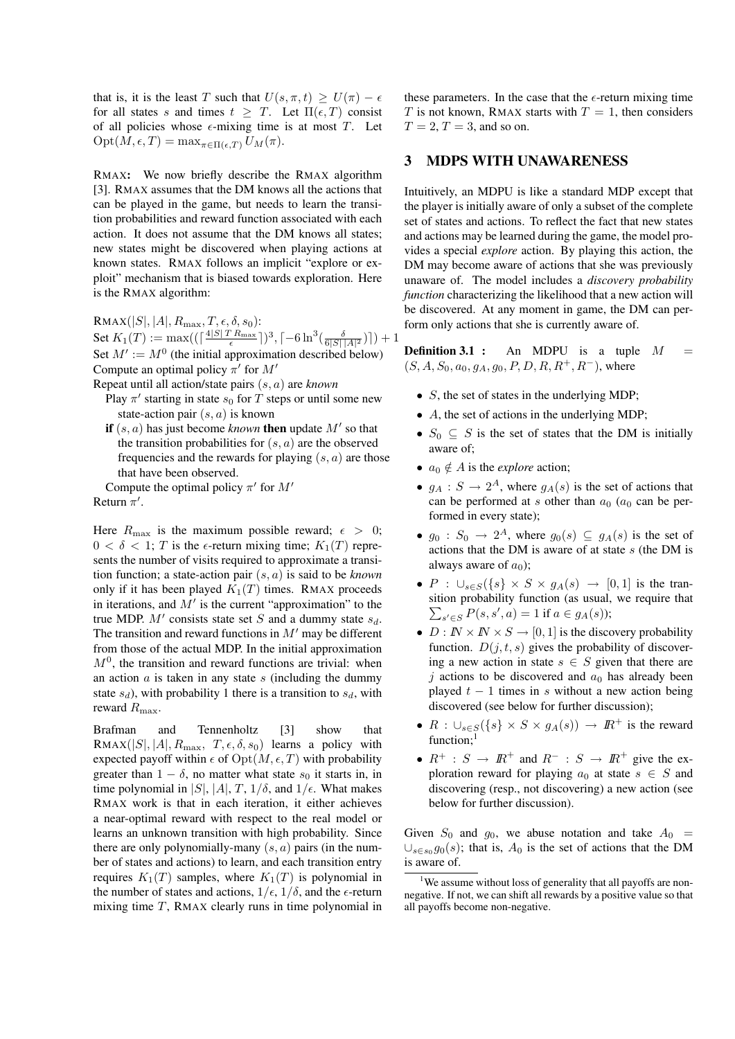that is, it is the least $T$ such that $U(s, \pi, t) \geq U(\pi) - \epsilon$ for all states $s$ and times $t \geq T$. Let $\Pi(\epsilon, T)$ consist of all policies whose $\epsilon$-mixing time is at most $T$. Let $\text{Opt}(M, \epsilon, T) = \max_{\pi \in \Pi(\epsilon,T)} U_M(\pi)$.

RMAX**:** We now briefly describe the RMAX algorithm [3]. RMAX assumes that the DM knows all the actions that can be played in the game, but needs to learn the transition probabilities and reward function associated with each action. It does not assume that the DM knows all states; new states might be discovered when playing actions at known states. RMAX follows an implicit "explore or exploit" mechanism that is biased towards exploration. Here is the RMAX algorithm:

RMAX($|S|, |A|, R_{\max}, T, \epsilon, \delta, s_0$):
Set $K_1(T) := \max((\lceil \frac{4|S|\,T\,R_{\max}}{\epsilon} \rceil)^3, \lceil -6 \ln^3(\frac{\delta}{6|S|\,|A|^2}) \rceil) + 1$
Set $M' := M^0$ (the initial approximation described below)
Compute an optimal policy $\pi'$ for $M'$
Repeat until all action/state pairs $(s, a)$ are *known*
  Play $\pi'$ starting in state $s_0$ for $T$ steps or until some new state-action pair $(s, a)$ is known
  **if** $(s, a)$ has just become *known* **then** update $M'$ so that the transition probabilities for $(s, a)$ are the observed frequencies and the rewards for playing $(s, a)$ are those that have been observed.
  Compute the optimal policy $\pi'$ for $M'$
Return $\pi'$.

Here $R_{\max}$ is the maximum possible reward; $\epsilon > 0$; $0 < \delta < 1$; $T$ is the $\epsilon$-return mixing time; $K_1(T)$ represents the number of visits required to approximate a transition function; a state-action pair $(s, a)$ is said to be *known* only if it has been played $K_1(T)$ times. RMAX proceeds in iterations, and $M'$ is the current "approximation" to the true MDP. $M'$ consists state set $S$ and a dummy state $s_d$. The transition and reward functions in $M'$ may be different from those of the actual MDP. In the initial approximation $M^0$, the transition and reward functions are trivial: when an action $a$ is taken in any state $s$ (including the dummy state $s_d$), with probability 1 there is a transition to $s_d$, with reward $R_{\max}$.

Brafman and Tennenholtz [3] show that RMAX($|S|, |A|, R_{\max}, T, \epsilon, \delta, s_0$) learns a policy with expected payoff within $\epsilon$ of $\text{Opt}(M, \epsilon, T)$ with probability greater than $1 - \delta$, no matter what state $s_0$ it starts in, in time polynomial in $|S|$, $|A|$, $T$, $1/\delta$, and $1/\epsilon$. What makes RMAX work is that in each iteration, it either achieves a near-optimal reward with respect to the real model or learns an unknown transition with high probability. Since there are only polynomially-many $(s, a)$ pairs (in the number of states and actions) to learn, and each transition entry requires $K_1(T)$ samples, where $K_1(T)$ is polynomial in the number of states and actions, $1/\epsilon$, $1/\delta$, and the $\epsilon$-return mixing time $T$, RMAX clearly runs in time polynomial in these parameters. In the case that the $\epsilon$-return mixing time $T$ is not known, RMAX starts with $T = 1$, then considers $T = 2$, $T = 3$, and so on.

## 3 MDPS WITH UNAWARENESS

Intuitively, an MDPU is like a standard MDP except that the player is initially aware of only a subset of the complete set of states and actions. To reflect the fact that new states and actions may be learned during the game, the model provides a special *explore* action. By playing this action, the DM may become aware of actions that she was previously unaware of. The model includes a *discovery probability function* characterizing the likelihood that a new action will be discovered. At any moment in game, the DM can perform only actions that she is currently aware of.

**Definition 3.1 :** An MDPU is a tuple $M = (S, A, S_0, a_0, g_A, g_0, P, D, R, R^+, R^-)$, where

- $S$, the set of states in the underlying MDP;
- $A$, the set of actions in the underlying MDP;
- $S_0 \subseteq S$ is the set of states that the DM is initially aware of;
- $a_0 \notin A$ is the *explore* action;
- $g_A : S \to 2^A$, where $g_A(s)$ is the set of actions that can be performed at $s$ other than $a_0$ ($a_0$ can be performed in every state);
- $g_0 : S_0 \to 2^A$, where $g_0(s) \subseteq g_A(s)$ is the set of actions that the DM is aware of at state $s$ (the DM is always aware of $a_0$);
- $P : \cup_{s \in S}(\{s\} \times S \times g_A(s) \to [0, 1]$ is the transition probability function (as usual, we require that $\sum_{s' \in S} P(s, s', a) = 1$ if $a \in g_A(s)$);
- $D : \mathbb{N} \times \mathbb{N} \times S \to [0, 1]$ is the discovery probability function. $D(j, t, s)$ gives the probability of discovering a new action in state $s \in S$ given that there are $j$ actions to be discovered and $a_0$ has already been played $t - 1$ times in $s$ without a new action being discovered (see below for further discussion);
- $R : \cup_{s \in S}(\{s\} \times S \times g_A(s)) \to \mathbb{R}^+$ is the reward function;[1]
- $R^+ : S \to \mathbb{R}^+$ and $R^- : S \to \mathbb{R}^+$ give the exploration reward for playing $a_0$ at state $s \in S$ and discovering (resp., not discovering) a new action (see below for further discussion).

Given $S_0$ and $g_0$, we abuse notation and take $A_0 = \cup_{s \in s_0} g_0(s)$; that is, $A_0$ is the set of actions that the DM is aware of.

[1] We assume without loss of generality that all payoffs are non-negative. If not, we can shift all rewards by a positive value so that all payoffs become non-negative.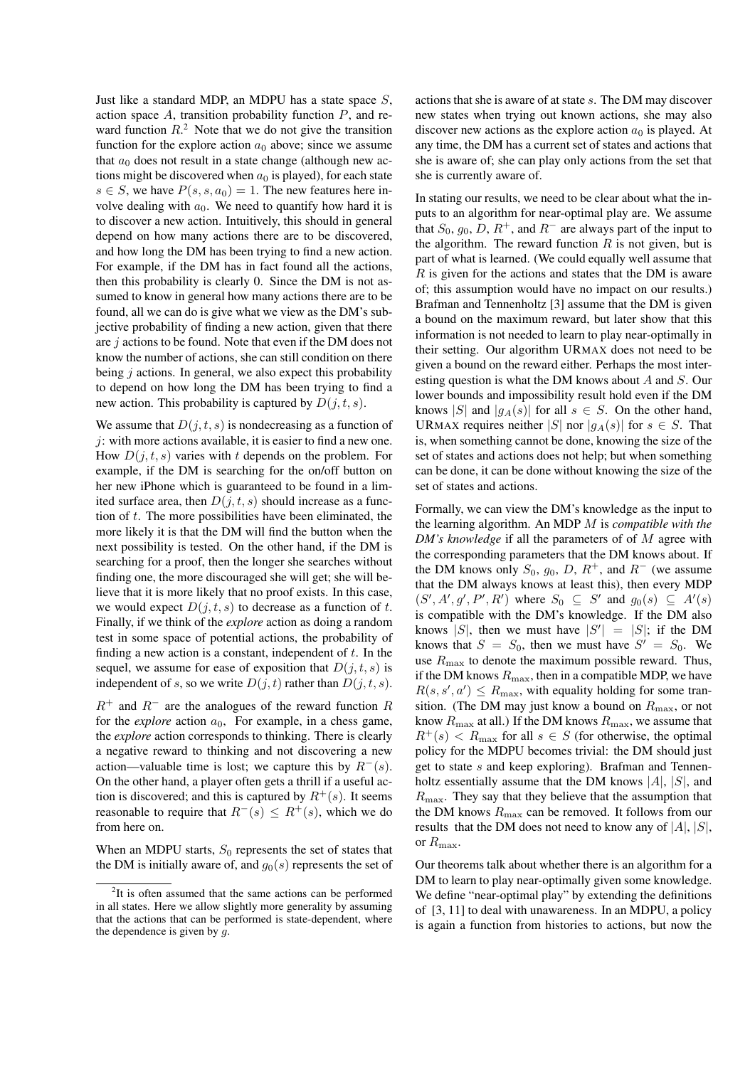Just like a standard MDP, an MDPU has a state space $S$, action space $A$, transition probability function $P$, and reward function $R$.[2] Note that we do not give the transition function for the explore action $a_0$ above; since we assume that $a_0$ does not result in a state change (although new actions might be discovered when $a_0$ is played), for each state $s \in S$, we have $P(s, s, a_0) = 1$. The new features here involve dealing with $a_0$. We need to quantify how hard it is to discover a new action. Intuitively, this should in general depend on how many actions there are to be discovered, and how long the DM has been trying to find a new action. For example, if the DM has in fact found all the actions, then this probability is clearly 0. Since the DM is not assumed to know in general how many actions there are to be found, all we can do is give what we view as the DM's subjective probability of finding a new action, given that there are $j$ actions to be found. Note that even if the DM does not know the number of actions, she can still condition on there being $j$ actions. In general, we also expect this probability to depend on how long the DM has been trying to find a new action. This probability is captured by $D(j, t, s)$.

We assume that $D(j, t, s)$ is nondecreasing as a function of $j$: with more actions available, it is easier to find a new one. How $D(j, t, s)$ varies with $t$ depends on the problem. For example, if the DM is searching for the on/off button on her new iPhone which is guaranteed to be found in a limited surface area, then $D(j, t, s)$ should increase as a function of $t$. The more possibilities have been eliminated, the more likely it is that the DM will find the button when the next possibility is tested. On the other hand, if the DM is searching for a proof, then the longer she searches without finding one, the more discouraged she will get; she will believe that it is more likely that no proof exists. In this case, we would expect $D(j, t, s)$ to decrease as a function of $t$. Finally, if we think of the *explore* action as doing a random test in some space of potential actions, the probability of finding a new action is a constant, independent of $t$. In the sequel, we assume for ease of exposition that $D(j, t, s)$ is independent of $s$, so we write $D(j, t)$ rather than $D(j, t, s)$.

$R^+$ and $R^-$ are the analogues of the reward function $R$ for the *explore* action $a_0$. For example, in a chess game, the *explore* action corresponds to thinking. There is clearly a negative reward to thinking and not discovering a new action—valuable time is lost; we capture this by $R^-(s)$. On the other hand, a player often gets a thrill if a useful action is discovered; and this is captured by $R^+(s)$. It seems reasonable to require that $R^-(s) \le R^+(s)$, which we do from here on.

When an MDPU starts, $S_0$ represents the set of states that the DM is initially aware of, and $g_0(s)$ represents the set of actions that she is aware of at state $s$. The DM may discover new states when trying out known actions, she may also discover new actions as the explore action $a_0$ is played. At any time, the DM has a current set of states and actions that she is aware of; she can play only actions from the set that she is currently aware of.

In stating our results, we need to be clear about what the inputs to an algorithm for near-optimal play are. We assume that $S_0$, $g_0$, $D$, $R^+$, and $R^-$ are always part of the input to the algorithm. The reward function $R$ is not given, but is part of what is learned. (We could equally well assume that $R$ is given for the actions and states that the DM is aware of; this assumption would have no impact on our results.) Brafman and Tennenholtz [3] assume that the DM is given a bound on the maximum reward, but later show that this information is not needed to learn to play near-optimally in their setting. Our algorithm URMAX does not need to be given a bound on the reward either. Perhaps the most interesting question is what the DM knows about $A$ and $S$. Our lower bounds and impossibility result hold even if the DM knows $|S|$ and $|g_A(s)|$ for all $s \in S$. On the other hand, URMAX requires neither $|S|$ nor $|g_A(s)|$ for $s \in S$. That is, when something cannot be done, knowing the size of the set of states and actions does not help; but when something can be done, it can be done without knowing the size of the set of states and actions.

Formally, we can view the DM's knowledge as the input to the learning algorithm. An MDP $M$ is *compatible with the DM's knowledge* if all the parameters of of $M$ agree with the corresponding parameters that the DM knows about. If the DM knows only $S_0$, $g_0$, $D$, $R^+$, and $R^-$ (we assume that the DM always knows at least this), then every MDP $(S', A', g', P', R')$ where $S_0 \subseteq S'$ and $g_0(s) \subseteq A'(s)$ is compatible with the DM's knowledge. If the DM also knows $|S|$, then we must have $|S'| = |S|$; if the DM knows that $S = S_0$, then we must have $S' = S_0$. We use $R_{\max}$ to denote the maximum possible reward. Thus, if the DM knows $R_{\max}$, then in a compatible MDP, we have $R(s, s', a') \le R_{\max}$, with equality holding for some transition. (The DM may just know a bound on $R_{\max}$, or not know $R_{\max}$ at all.) If the DM knows $R_{\max}$, we assume that $R^+(s) < R_{\max}$ for all $s \in S$ (for otherwise, the optimal policy for the MDPU becomes trivial: the DM should just get to state $s$ and keep exploring). Brafman and Tennenholtz essentially assume that the DM knows $|A|$, $|S|$, and $R_{\max}$. They say that they believe that the assumption that the DM knows $R_{\max}$ can be removed. It follows from our results that the DM does not need to know any of $|A|$, $|S|$, or $R_{\max}$.

Our theorems talk about whether there is an algorithm for a DM to learn to play near-optimally given some knowledge. We define "near-optimal play" by extending the definitions of [3, 11] to deal with unawareness. In an MDPU, a policy is again a function from histories to actions, but now the

---

[2] It is often assumed that the same actions can be performed in all states. Here we allow slightly more generality by assuming that the actions that can be performed is state-dependent, where the dependence is given by $g$.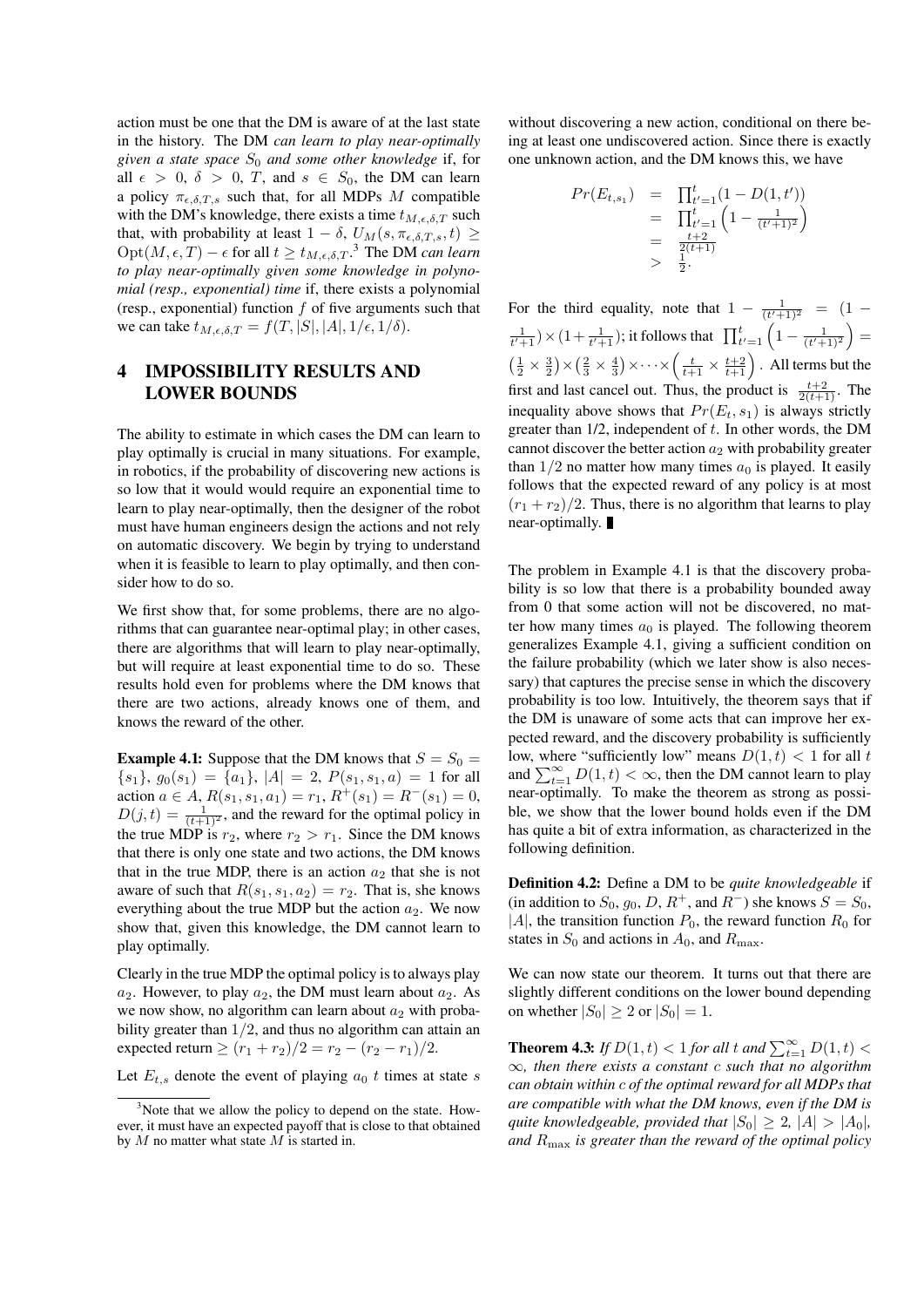action must be one that the DM is aware of at the last state in the history. The DM *can learn to play near-optimally given a state space $S_0$ and some other knowledge* if, for all $\epsilon > 0$, $\delta > 0$, $T$, and $s \in S_0$, the DM can learn a policy $\pi_{\epsilon,\delta,T,s}$ such that, for all MDPs $M$ compatible with the DM's knowledge, there exists a time $t_{M,\epsilon,\delta,T}$ such that, with probability at least $1-\delta$, $U_M(s, \pi_{\epsilon,\delta,T,s}, t) \geq \mathrm{Opt}(M, \epsilon, T) - \epsilon$ for all $t \geq t_{M,\epsilon,\delta,T}$.[3] The DM *can learn to play near-optimally given some knowledge in polynomial (resp., exponential) time* if, there exists a polynomial (resp., exponential) function $f$ of five arguments such that we can take $t_{M,\epsilon,\delta,T} = f(T, |S|, |A|, 1/\epsilon, 1/\delta)$.

[3] Note that we allow the policy to depend on the state. However, it must have an expected payoff that is close to that obtained by $M$ no matter what state $M$ is started in.

# 4 IMPOSSIBILITY RESULTS AND LOWER BOUNDS

The ability to estimate in which cases the DM can learn to play optimally is crucial in many situations. For example, in robotics, if the probability of discovering new actions is so low that it would would require an exponential time to learn to play near-optimally, then the designer of the robot must have human engineers design the actions and not rely on automatic discovery. We begin by trying to understand when it is feasible to learn to play optimally, and then consider how to do so.

We first show that, for some problems, there are no algorithms that can guarantee near-optimal play; in other cases, there are algorithms that will learn to play near-optimally, but will require at least exponential time to do so. These results hold even for problems where the DM knows that there are two actions, already knows one of them, and knows the reward of the other.

**Example 4.1:** Suppose that the DM knows that $S = S_0 = \{s_1\}$, $g_0(s_1) = \{a_1\}$, $|A| = 2$, $P(s_1, s_1, a) = 1$ for all action $a \in A$, $R(s_1, s_1, a_1) = r_1$, $R^+(s_1) = R^-(s_1) = 0$, $D(j,t) = \frac{1}{(t+1)^2}$, and the reward for the optimal policy in the true MDP is $r_2$, where $r_2 > r_1$. Since the DM knows that there is only one state and two actions, the DM knows that in the true MDP, there is an action $a_2$ that she is not aware of such that $R(s_1, s_1, a_2) = r_2$. That is, she knows everything about the true MDP but the action $a_2$. We now show that, given this knowledge, the DM cannot learn to play optimally.

Clearly in the true MDP the optimal policy is to always play $a_2$. However, to play $a_2$, the DM must learn about $a_2$. As we now show, no algorithm can learn about $a_2$ with probability greater than $1/2$, and thus no algorithm can attain an expected return $\geq (r_1 + r_2)/2 = r_2 - (r_2 - r_1)/2$.

Let $E_{t,s}$ denote the event of playing $a_0$ $t$ times at state $s$ without discovering a new action, conditional on there being at least one undiscovered action. Since there is exactly one unknown action, and the DM knows this, we have

$$
\begin{aligned}
Pr(E_{t,s_1}) &= \prod_{t'=1}^{t}(1 - D(1,t')) \\
&= \prod_{t'=1}^{t}\left(1 - \frac{1}{(t'+1)^2}\right) \\
&= \frac{t+2}{2(t+1)} \\
&> \frac{1}{2}.
\end{aligned}
$$

For the third equality, note that $1 - \frac{1}{(t'+1)^2} = (1 - \frac{1}{t'+1}) \times (1 + \frac{1}{t'+1})$; it follows that $\prod_{t'=1}^{t}\left(1 - \frac{1}{(t'+1)^2}\right) = \left(\frac{1}{2} \times \frac{3}{2}\right) \times \left(\frac{2}{3} \times \frac{4}{3}\right) \times \cdots \times \left(\frac{t}{t+1} \times \frac{t+2}{t+1}\right)$. All terms but the first and last cancel out. Thus, the product is $\frac{t+2}{2(t+1)}$. The inequality above shows that $Pr(E_t, s_1)$ is always strictly greater than 1/2, independent of $t$. In other words, the DM cannot discover the better action $a_2$ with probability greater than $1/2$ no matter how many times $a_0$ is played. It easily follows that the expected reward of any policy is at most $(r_1 + r_2)/2$. Thus, there is no algorithm that learns to play near-optimally. ∎

The problem in Example 4.1 is that the discovery probability is so low that there is a probability bounded away from 0 that some action will not be discovered, no matter how many times $a_0$ is played. The following theorem generalizes Example 4.1, giving a sufficient condition on the failure probability (which we later show is also necessary) that captures the precise sense in which the discovery probability is too low. Intuitively, the theorem says that if the DM is unaware of some acts that can improve her expected reward, and the discovery probability is sufficiently low, where "sufficiently low" means $D(1,t) < 1$ for all $t$ and $\sum_{t=1}^{\infty} D(1,t) < \infty$, then the DM cannot learn to play near-optimally. To make the theorem as strong as possible, we show that the lower bound holds even if the DM has quite a bit of extra information, as characterized in the following definition.

**Definition 4.2:** Define a DM to be *quite knowledgeable* if (in addition to $S_0$, $g_0$, $D$, $R^+$, and $R^-$) she knows $S = S_0$, $|A|$, the transition function $P_0$, the reward function $R_0$ for states in $S_0$ and actions in $A_0$, and $R_{\max}$.

We can now state our theorem. It turns out that there are slightly different conditions on the lower bound depending on whether $|S_0| \geq 2$ or $|S_0| = 1$.

**Theorem 4.3:** *If $D(1,t) < 1$ for all $t$ and $\sum_{t=1}^{\infty} D(1,t) < \infty$, then there exists a constant $c$ such that no algorithm can obtain within $c$ of the optimal reward for all MDPs that are compatible with what the DM knows, even if the DM is quite knowledgeable, provided that $|S_0| \geq 2$, $|A| > |A_0|$, and $R_{\max}$ is greater than the reward of the optimal policy*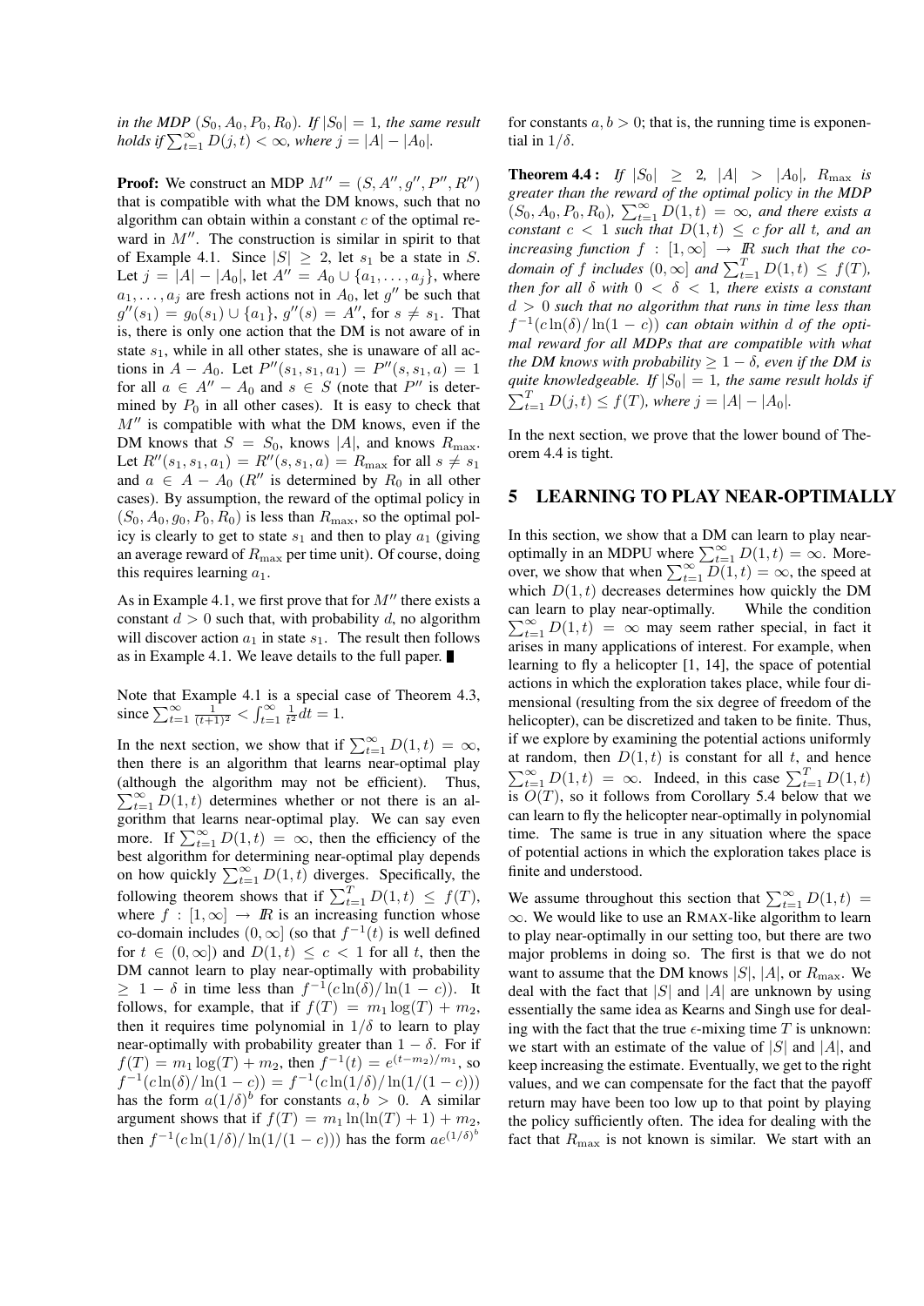*in the MDP $(S_0, A_0, P_0, R_0)$. If $|S_0| = 1$, the same result holds if $\sum_{t=1}^{\infty} D(j,t) < \infty$, where $j = |A| - |A_0|$.*

**Proof:** We construct an MDP $M'' = (S, A'', g'', P'', R'')$ that is compatible with what the DM knows, such that no algorithm can obtain within a constant $c$ of the optimal reward in $M''$. The construction is similar in spirit to that of Example 4.1. Since $|S| \geq 2$, let $s_1$ be a state in $S$. Let $j = |A| - |A_0|$, let $A'' = A_0 \cup \{a_1, \ldots, a_j\}$, where $a_1, \ldots, a_j$ are fresh actions not in $A_0$, let $g''$ be such that $g''(s_1) = g_0(s_1) \cup \{a_1\}$, $g''(s) = A''$, for $s \neq s_1$. That is, there is only one action that the DM is not aware of in state $s_1$, while in all other states, she is unaware of all actions in $A - A_0$. Let $P''(s_1, a_1) = P''(s, a) = 1$ for all $a \in A'' - A_0$ and $s \in S$ (note that $P''$ is determined by $P_0$ in all other cases). It is easy to check that $M''$ is compatible with what the DM knows, even if the DM knows that $S = S_0$, knows $|A|$, and knows $R_{\max}$. Let $R''(s_1, s_1, a_1) = R''(s, s_1, a) = R_{\max}$ for all $s \neq s_1$ and $a \in A - A_0$ ($R''$ is determined by $R_0$ in all other cases). By assumption, the reward of the optimal policy in $(S_0, A_0, g_0, P_0, R_0)$ is less than $R_{\max}$, so the optimal policy is clearly to get to state $s_1$ and then to play $a_1$ (giving an average reward of $R_{\max}$ per time unit). Of course, doing this requires learning $a_1$.

As in Example 4.1, we first prove that for $M''$ there exists a constant $d > 0$ such that, with probability $d$, no algorithm will discover action $a_1$ in state $s_1$. The result then follows as in Example 4.1. We leave details to the full paper. ∎

Note that Example 4.1 is a special case of Theorem 4.3, since $\sum_{t=1}^{\infty} \frac{1}{(t+1)^2} < \int_{t=1}^{\infty} \frac{1}{t^2} dt = 1$.

In the next section, we show that if $\sum_{t=1}^{\infty} D(1,t) = \infty$, then there is an algorithm that learns near-optimal play (although the algorithm may not be efficient). Thus, $\sum_{t=1}^{\infty} D(1,t)$ determines whether or not there is an algorithm that learns near-optimal play. We can say even more. If $\sum_{t=1}^{\infty} D(1,t) = \infty$, then the efficiency of the best algorithm for determining near-optimal play depends on how quickly $\sum_{t=1}^{\infty} D(1,t)$ diverges. Specifically, the following theorem shows that if $\sum_{t=1}^{T} D(1,t) \leq f(T)$, where $f : [1, \infty] \rightarrow I\!R$ is an increasing function whose co-domain includes $(0, \infty]$ (so that $f^{-1}(t)$ is well defined for $t \in (0, \infty]$) and $D(1,t) \leq c < 1$ for all $t$, then the DM cannot learn to play near-optimally with probability $\geq 1 - \delta$ in time less than $f^{-1}(c \ln(\delta)/\ln(1-c))$. It follows, for example, that if $f(T) = m_1 \log(T) + m_2$, then it requires time polynomial in $1/\delta$ to learn to play near-optimally with probability greater than $1 - \delta$. For if $f(T) = m_1 \log(T) + m_2$, then $f^{-1}(t) = e^{(t-m_2)/m_1}$, so $f^{-1}(c\ln(\delta)/\ln(1-c)) = f^{-1}(c\ln(1/\delta)/\ln(1/(1-c)))$ has the form $a(1/\delta)^b$ for constants $a, b > 0$. A similar argument shows that if $f(T) = m_1 \ln(\ln(T) + 1) + m_2$, then $f^{-1}(c\ln(1/\delta)/\ln(1/(1-c)))$ has the form $ae^{(1/\delta)^b}$ for constants $a, b > 0$; that is, the running time is exponential in $1/\delta$.

**Theorem 4.4 :** *If $|S_0| \geq 2$, $|A| > |A_0|$, $R_{\max}$ is greater than the reward of the optimal policy in the MDP $(S_0, A_0, P_0, R_0)$, $\sum_{t=1}^{\infty} D(1,t) = \infty$, and there exists a constant $c < 1$ such that $D(1,t) \leq c$ for all $t$, and an increasing function $f : [1, \infty] \rightarrow I\!R$ such that the co-domain of $f$ includes $(0, \infty]$ and $\sum_{t=1}^{T} D(1,t) \leq f(T)$, then for all $\delta$ with $0 < \delta < 1$, there exists a constant $d > 0$ such that no algorithm that runs in time less than $f^{-1}(c\ln(\delta)/\ln(1-c))$ can obtain within $d$ of the optimal reward for all MDPs that are compatible with what the DM knows with probability $\geq 1 - \delta$, even if the DM is quite knowledgeable. If $|S_0| = 1$, the same result holds if $\sum_{t=1}^{T} D(j,t) \leq f(T)$, where $j = |A| - |A_0|$.*

In the next section, we prove that the lower bound of Theorem 4.4 is tight.

## 5 LEARNING TO PLAY NEAR-OPTIMALLY

In this section, we show that a DM can learn to play near-optimally in an MDPU where $\sum_{t=1}^{\infty} D(1,t) = \infty$. Moreover, we show that when $\sum_{t=1}^{\infty} D(1,t) = \infty$, the speed at which $D(1,t)$ decreases determines how quickly the DM can learn to play near-optimally. While the condition $\sum_{t=1}^{\infty} D(1,t) = \infty$ may seem rather special, in fact it arises in many applications of interest. For example, when learning to fly a helicopter [1, 14], the space of potential actions in which the exploration takes place, while four dimensional (resulting from the six degree of freedom of the helicopter), can be discretized and taken to be finite. Thus, if we explore by examining the potential actions uniformly at random, then $D(1,t)$ is constant for all $t$, and hence $\sum_{t=1}^{\infty} D(1,t) = \infty$. Indeed, in this case $\sum_{t=1}^{T} D(1,t)$ is $O(T)$, so it follows from Corollary 5.4 below that we can learn to fly the helicopter near-optimally in polynomial time. The same is true in any situation where the space of potential actions in which the exploration takes place is finite and understood.

We assume throughout this section that $\sum_{t=1}^{\infty} D(1,t) = \infty$. We would like to use an RMAX-like algorithm to learn to play near-optimally in our setting too, but there are two major problems in doing so. The first is that we do not want to assume that the DM knows $|S|$, $|A|$, or $R_{\max}$. We deal with the fact that $|S|$ and $|A|$ are unknown by using essentially the same idea as Kearns and Singh use for dealing with the fact that the true $\epsilon$-mixing time $T$ is unknown: we start with an estimate of the value of $|S|$ and $|A|$, and keep increasing the estimate. Eventually, we get to the right values, and we can compensate for the fact that the payoff return may have been too low up to that point by playing the policy sufficiently often. The idea for dealing with the fact that $R_{\max}$ is not known is similar. We start with an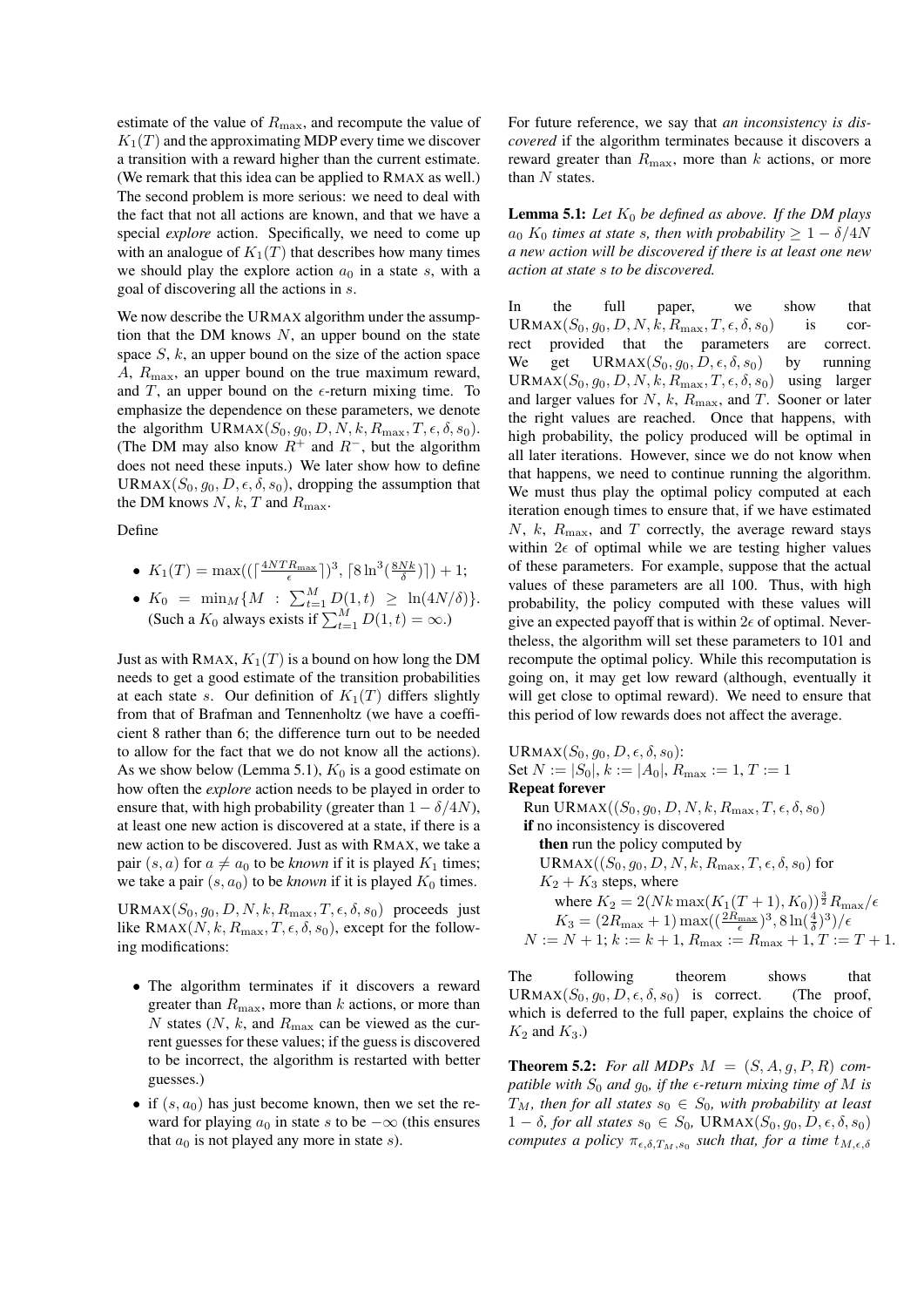estimate of the value of $R_{\max}$, and recompute the value of $K_1(T)$ and the approximating MDP every time we discover a transition with a reward higher than the current estimate. (We remark that this idea can be applied to RMAX as well.) The second problem is more serious: we need to deal with the fact that not all actions are known, and that we have a special *explore* action. Specifically, we need to come up with an analogue of $K_1(T)$ that describes how many times we should play the explore action $a_0$ in a state $s$, with a goal of discovering all the actions in $s$.

We now describe the URMAX algorithm under the assumption that the DM knows $N$, an upper bound on the state space $S$, $k$, an upper bound on the size of the action space $A$, $R_{\max}$, an upper bound on the true maximum reward, and $T$, an upper bound on the $\epsilon$-return mixing time. To emphasize the dependence on these parameters, we denote the algorithm URMAX$(S_0, g_0, D, N, k, R_{\max}, T, \epsilon, \delta, s_0)$. (The DM may also know $R^+$ and $R^-$, but the algorithm does not need these inputs.) We later show how to define URMAX$(S_0, g_0, D, \epsilon, \delta, s_0)$, dropping the assumption that the DM knows $N$, $k$, $T$ and $R_{\max}$.

Define

- $K_1(T) = \max((\lceil \frac{4NTR_{\max}}{\epsilon} \rceil)^3, \lceil 8\ln^3(\frac{8Nk}{\delta}) \rceil) + 1$;
- $K_0 = \min_M \{M : \sum_{t=1}^{M} D(1,t) \geq \ln(4N/\delta)\}$. (Such a $K_0$ always exists if $\sum_{t=1}^{M} D(1,t) = \infty$.)

Just as with RMAX, $K_1(T)$ is a bound on how long the DM needs to get a good estimate of the transition probabilities at each state $s$. Our definition of $K_1(T)$ differs slightly from that of Brafman and Tennenholtz (we have a coefficient 8 rather than 6; the difference turn out to be needed to allow for the fact that we do not know all the actions). As we show below (Lemma 5.1), $K_0$ is a good estimate on how often the *explore* action needs to be played in order to ensure that, with high probability (greater than $1 - \delta/4N$), at least one new action is discovered at a state, if there is a new action to be discovered. Just as with RMAX, we take a pair $(s, a)$ for $a \neq a_0$ to be *known* if it is played $K_1$ times; we take a pair $(s, a_0)$ to be *known* if it is played $K_0$ times.

URMAX$(S_0, g_0, D, N, k, R_{\max}, T, \epsilon, \delta, s_0)$ proceeds just like RMAX$(N, k, R_{\max}, T, \epsilon, \delta, s_0)$, except for the following modifications:

- The algorithm terminates if it discovers a reward greater than $R_{\max}$, more than $k$ actions, or more than $N$ states ($N$, $k$, and $R_{\max}$ can be viewed as the current guesses for these values; if the guess is discovered to be incorrect, the algorithm is restarted with better guesses.)
- if $(s, a_0)$ has just become known, then we set the reward for playing $a_0$ in state $s$ to be $-\infty$ (this ensures that $a_0$ is not played any more in state $s$).

For future reference, we say that *an inconsistency is discovered* if the algorithm terminates because it discovers a reward greater than $R_{\max}$, more than $k$ actions, or more than $N$ states.

**Lemma 5.1:** *Let $K_0$ be defined as above. If the DM plays $a_0$ $K_0$ times at state $s$, then with probability $\geq 1 - \delta/4N$ a new action will be discovered if there is at least one new action at state $s$ to be discovered.*

In the full paper, we show that URMAX$(S_0, g_0, D, N, k, R_{\max}, T, \epsilon, \delta, s_0)$ is correct provided that the parameters are correct. We get URMAX$(S_0, g_0, D, \epsilon, \delta, s_0)$ by running URMAX$(S_0, g_0, D, N, k, R_{\max}, T, \epsilon, \delta, s_0)$ using larger and larger values for $N$, $k$, $R_{\max}$, and $T$. Sooner or later the right values are reached. Once that happens, with high probability, the policy produced will be optimal in all later iterations. However, since we do not know when that happens, we need to continue running the algorithm. We must thus play the optimal policy computed at each iteration enough times to ensure that, if we have estimated $N$, $k$, $R_{\max}$, and $T$ correctly, the average reward stays within $2\epsilon$ of optimal while we are testing higher values of these parameters. For example, suppose that the actual values of these parameters are all 100. Thus, with high probability, the policy computed with these values will give an expected payoff that is within $2\epsilon$ of optimal. Nevertheless, the algorithm will set these parameters to 101 and recompute the optimal policy. While this recomputation is going on, it may get low reward (although, eventually it will get close to optimal reward). We need to ensure that this period of low rewards does not affect the average.

URMAX$(S_0, g_0, D, \epsilon, \delta, s_0)$:
Set $N := |S_0|$, $k := |A_0|$, $R_{\max} := 1$, $T := 1$
**Repeat forever**
  Run URMAX$((S_0, g_0, D, N, k, R_{\max}, T, \epsilon, \delta, s_0)$
  **if** no inconsistency is discovered
    **then** run the policy computed by
    URMAX$((S_0, g_0, D, N, k, R_{\max}, T, \epsilon, \delta, s_0)$ for
    $K_2 + K_3$ steps, where
      where $K_2 = 2(Nk\max(K_1(T+1), K_0))^{\frac{3}{2}} R_{\max}/\epsilon$
      $K_3 = (2R_{\max} + 1)\max((\frac{2R_{\max}}{\epsilon})^3, 8\ln(\frac{4}{\delta})^3)/\epsilon$
  $N := N + 1$; $k := k + 1$, $R_{\max} := R_{\max} + 1$, $T := T + 1$.

The following theorem shows that URMAX$(S_0, g_0, D, \epsilon, \delta, s_0)$ is correct. (The proof, which is deferred to the full paper, explains the choice of $K_2$ and $K_3$.)

**Theorem 5.2:** *For all MDPs $M = (S, A, g, P, R)$ compatible with $S_0$ and $g_0$, if the $\epsilon$-return mixing time of $M$ is $T_M$, then for all states $s_0 \in S_0$, with probability at least $1 - \delta$, for all states $s_0 \in S_0$, URMAX$(S_0, g_0, D, \epsilon, \delta, s_0)$ computes a policy $\pi_{\epsilon,\delta,T_M,s_0}$ such that, for a time $t_{M,\epsilon,\delta}$*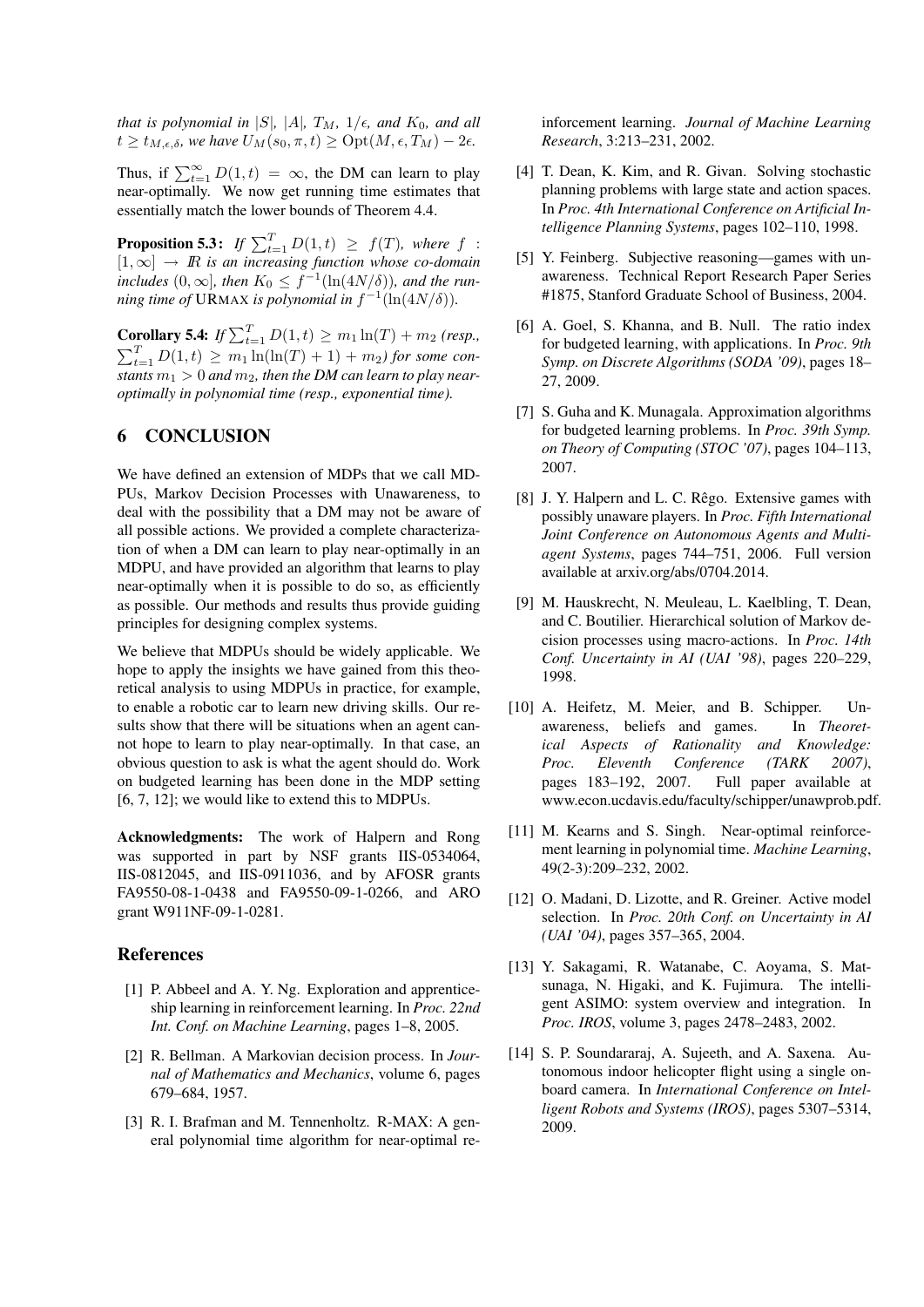*that is polynomial in $|S|$, $|A|$, $T_M$, $1/\epsilon$, and $K_0$, and all $t \geq t_{M,\epsilon,\delta}$, we have $U_M(s_0, \pi, t) \geq \mathrm{Opt}(M, \epsilon, T_M) - 2\epsilon$.*

Thus, if $\sum_{t=1}^{\infty} D(1,t) = \infty$, the DM can learn to play near-optimally. We now get running time estimates that essentially match the lower bounds of Theorem 4.4.

**Proposition 5.3:** *If $\sum_{t=1}^{T} D(1,t) \geq f(T)$, where $f : [1,\infty] \to \mathbb{R}$ is an increasing function whose co-domain includes $(0,\infty]$, then $K_0 \leq f^{-1}(\ln(4N/\delta))$, and the running time of* URMAX *is polynomial in $f^{-1}(\ln(4N/\delta))$.*

**Corollary 5.4:** *If $\sum_{t=1}^{T} D(1,t) \geq m_1 \ln(T) + m_2$ (resp., $\sum_{t=1}^{T} D(1,t) \geq m_1 \ln(\ln(T)+1) + m_2$) for some constants $m_1 > 0$ and $m_2$, then the DM can learn to play near-optimally in polynomial time (resp., exponential time).*

## 6 CONCLUSION

We have defined an extension of MDPs that we call MDPUs, Markov Decision Processes with Unawareness, to deal with the possibility that a DM may not be aware of all possible actions. We provided a complete characterization of when a DM can learn to play near-optimally in an MDPU, and have provided an algorithm that learns to play near-optimally when it is possible to do so, as efficiently as possible. Our methods and results thus provide guiding principles for designing complex systems.

We believe that MDPUs should be widely applicable. We hope to apply the insights we have gained from this theoretical analysis to using MDPUs in practice, for example, to enable a robotic car to learn new driving skills. Our results show that there will be situations when an agent cannot hope to learn to play near-optimally. In that case, an obvious question to ask is what the agent should do. Work on budgeted learning has been done in the MDP setting [6, 7, 12]; we would like to extend this to MDPUs.

**Acknowledgments:** The work of Halpern and Rong was supported in part by NSF grants IIS-0534064, IIS-0812045, and IIS-0911036, and by AFOSR grants FA9550-08-1-0438 and FA9550-09-1-0266, and ARO grant W911NF-09-1-0281.

## References

[1] P. Abbeel and A. Y. Ng. Exploration and apprenticeship learning in reinforcement learning. In *Proc. 22nd Int. Conf. on Machine Learning*, pages 1–8, 2005.

[2] R. Bellman. A Markovian decision process. In *Journal of Mathematics and Mechanics*, volume 6, pages 679–684, 1957.

[3] R. I. Brafman and M. Tennenholtz. R-MAX: A general polynomial time algorithm for near-optimal reinforcement learning. *Journal of Machine Learning Research*, 3:213–231, 2002.

[4] T. Dean, K. Kim, and R. Givan. Solving stochastic planning problems with large state and action spaces. In *Proc. 4th International Conference on Artificial Intelligence Planning Systems*, pages 102–110, 1998.

[5] Y. Feinberg. Subjective reasoning—games with unawareness. Technical Report Research Paper Series #1875, Stanford Graduate School of Business, 2004.

[6] A. Goel, S. Khanna, and B. Null. The ratio index for budgeted learning, with applications. In *Proc. 9th Symp. on Discrete Algorithms (SODA '09)*, pages 18–27, 2009.

[7] S. Guha and K. Munagala. Approximation algorithms for budgeted learning problems. In *Proc. 39th Symp. on Theory of Computing (STOC '07)*, pages 104–113, 2007.

[8] J. Y. Halpern and L. C. Rêgo. Extensive games with possibly unaware players. In *Proc. Fifth International Joint Conference on Autonomous Agents and Multiagent Systems*, pages 744–751, 2006. Full version available at arxiv.org/abs/0704.2014.

[9] M. Hauskrecht, N. Meuleau, L. Kaelbling, T. Dean, and C. Boutilier. Hierarchical solution of Markov decision processes using macro-actions. In *Proc. 14th Conf. Uncertainty in AI (UAI '98)*, pages 220–229, 1998.

[10] A. Heifetz, M. Meier, and B. Schipper. Unawareness, beliefs and games. In *Theoretical Aspects of Rationality and Knowledge: Proc. Eleventh Conference (TARK 2007)*, pages 183–192, 2007. Full paper available at www.econ.ucdavis.edu/faculty/schipper/unawprob.pdf.

[11] M. Kearns and S. Singh. Near-optimal reinforcement learning in polynomial time. *Machine Learning*, 49(2-3):209–232, 2002.

[12] O. Madani, D. Lizotte, and R. Greiner. Active model selection. In *Proc. 20th Conf. on Uncertainty in AI (UAI '04)*, pages 357–365, 2004.

[13] Y. Sakagami, R. Watanabe, C. Aoyama, S. Matsunaga, N. Higaki, and K. Fujimura. The intelligent ASIMO: system overview and integration. In *Proc. IROS*, volume 3, pages 2478–2483, 2002.

[14] S. P. Soundararaj, A. Sujeeth, and A. Saxena. Autonomous indoor helicopter flight using a single onboard camera. In *International Conference on Intelligent Robots and Systems (IROS)*, pages 5307–5314, 2009.